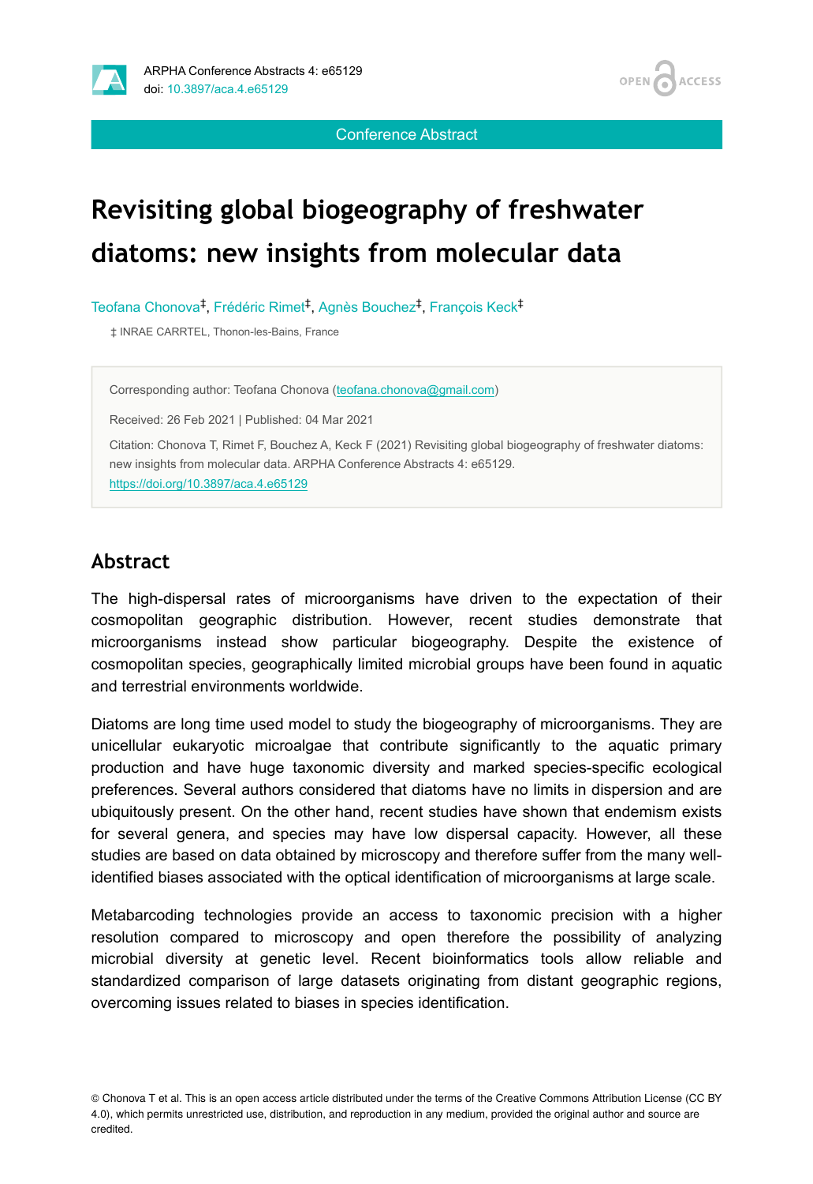# Revisiting global biogeography of freshwater diatoms: new insights from molecular data

Teofana Chonova[‡], Frédéric Rimet[‡], Agnès Bouchez[‡], François Keck[‡]

‡ INRAE CARRTEL, Thonon-les-Bains, France

Corresponding author: Teofana Chonova (teofana.chonova@gmail.com)

Received: 26 Feb 2021 | Published: 04 Mar 2021

Citation: Chonova T, Rimet F, Bouchez A, Keck F (2021) Revisiting global biogeography of freshwater diatoms: new insights from molecular data. ARPHA Conference Abstracts 4: e65129. https://doi.org/10.3897/aca.4.e65129

## Abstract

The high-dispersal rates of microorganisms have driven to the expectation of their cosmopolitan geographic distribution. However, recent studies demonstrate that microorganisms instead show particular biogeography. Despite the existence of cosmopolitan species, geographically limited microbial groups have been found in aquatic and terrestrial environments worldwide.

Diatoms are long time used model to study the biogeography of microorganisms. They are unicellular eukaryotic microalgae that contribute significantly to the aquatic primary production and have huge taxonomic diversity and marked species-specific ecological preferences. Several authors considered that diatoms have no limits in dispersion and are ubiquitously present. On the other hand, recent studies have shown that endemism exists for several genera, and species may have low dispersal capacity. However, all these studies are based on data obtained by microscopy and therefore suffer from the many well-identified biases associated with the optical identification of microorganisms at large scale.

Metabarcoding technologies provide an access to taxonomic precision with a higher resolution compared to microscopy and open therefore the possibility of analyzing microbial diversity at genetic level. Recent bioinformatics tools allow reliable and standardized comparison of large datasets originating from distant geographic regions, overcoming issues related to biases in species identification.

© Chonova T et al. This is an open access article distributed under the terms of the Creative Commons Attribution License (CC BY 4.0), which permits unrestricted use, distribution, and reproduction in any medium, provided the original author and source are credited.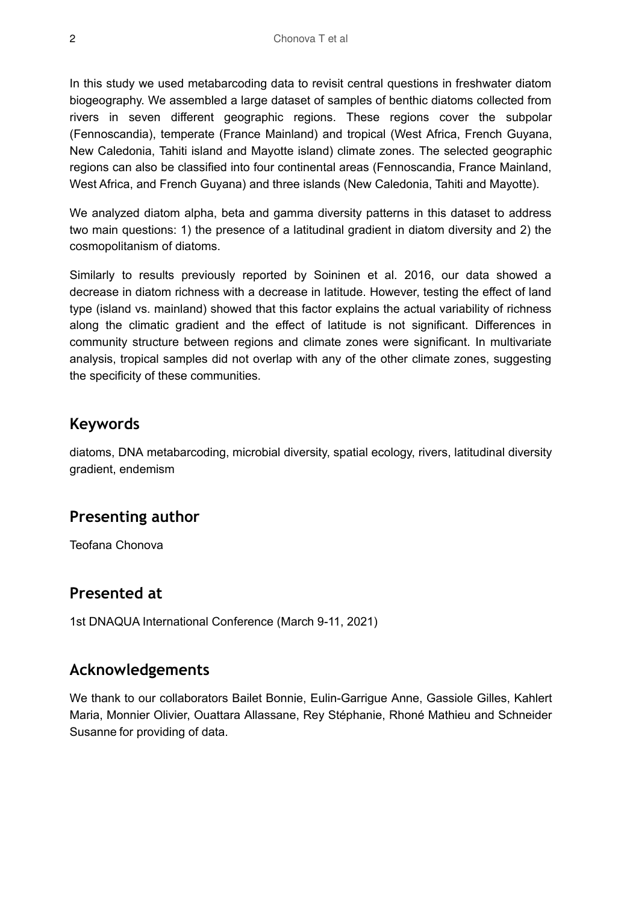In this study we used metabarcoding data to revisit central questions in freshwater diatom biogeography. We assembled a large dataset of samples of benthic diatoms collected from rivers in seven different geographic regions. These regions cover the subpolar (Fennoscandia), temperate (France Mainland) and tropical (West Africa, French Guyana, New Caledonia, Tahiti island and Mayotte island) climate zones. The selected geographic regions can also be classified into four continental areas (Fennoscandia, France Mainland, West Africa, and French Guyana) and three islands (New Caledonia, Tahiti and Mayotte).

We analyzed diatom alpha, beta and gamma diversity patterns in this dataset to address two main questions: 1) the presence of a latitudinal gradient in diatom diversity and 2) the cosmopolitanism of diatoms.

Similarly to results previously reported by Soininen et al. 2016, our data showed a decrease in diatom richness with a decrease in latitude. However, testing the effect of land type (island vs. mainland) showed that this factor explains the actual variability of richness along the climatic gradient and the effect of latitude is not significant. Differences in community structure between regions and climate zones were significant. In multivariate analysis, tropical samples did not overlap with any of the other climate zones, suggesting the specificity of these communities.

## Keywords

diatoms, DNA metabarcoding, microbial diversity, spatial ecology, rivers, latitudinal diversity gradient, endemism

## Presenting author

Teofana Chonova

## Presented at

1st DNAQUA International Conference (March 9-11, 2021)

## Acknowledgements

We thank to our collaborators Bailet Bonnie, Eulin-Garrigue Anne, Gassiole Gilles, Kahlert Maria, Monnier Olivier, Ouattara Allassane, Rey Stéphanie, Rhoné Mathieu and Schneider Susanne for providing of data.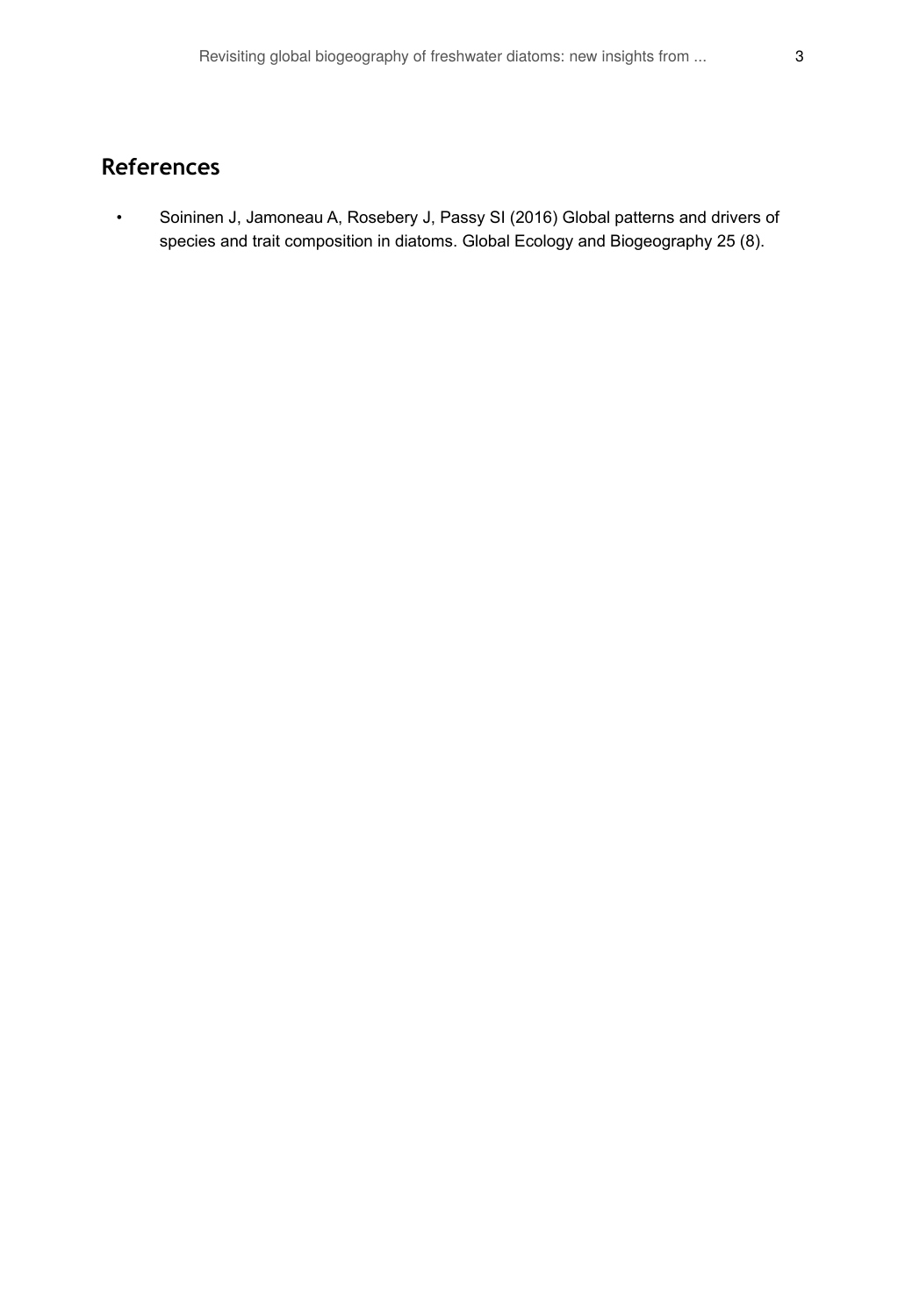## References

- Soininen J, Jamoneau A, Rosebery J, Passy SI (2016) Global patterns and drivers of species and trait composition in diatoms. Global Ecology and Biogeography 25 (8).